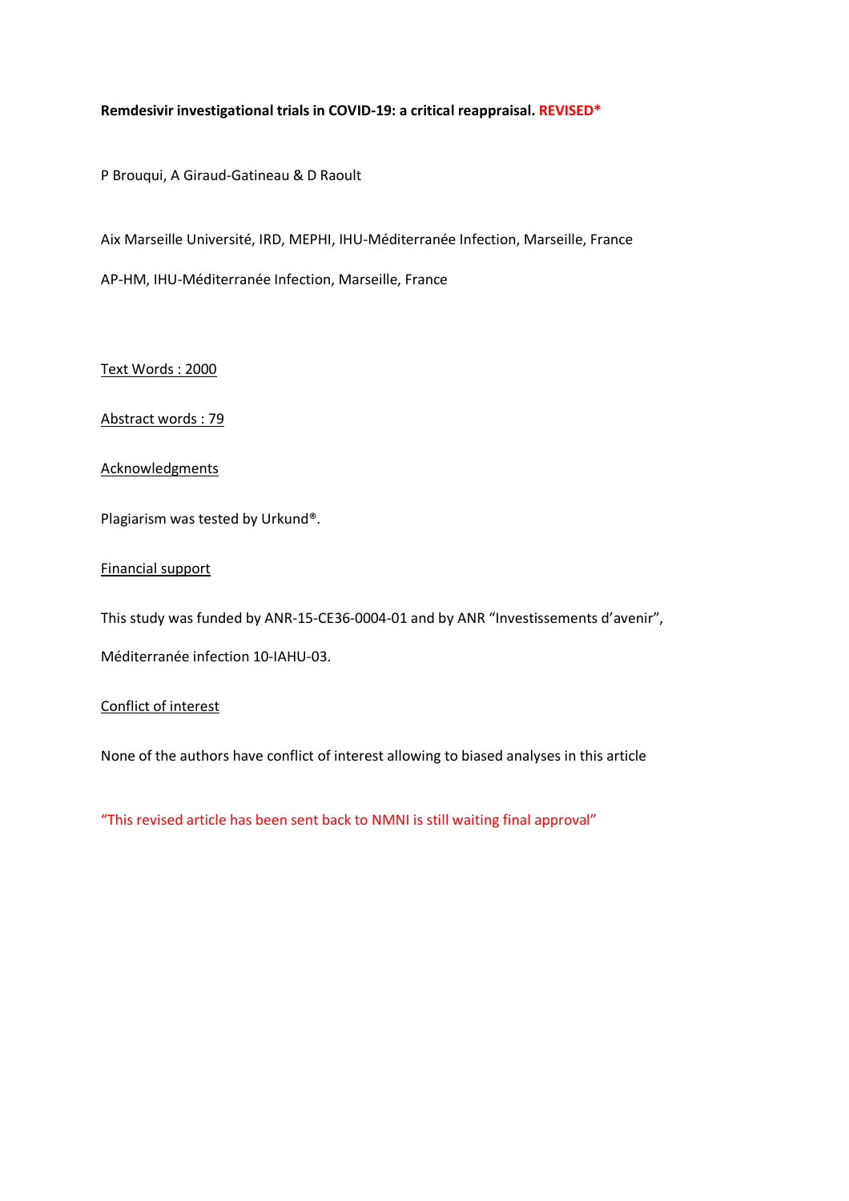**Remdesivir investigational trials in COVID-19: a critical reappraisal. REVISED***

P Brouqui, A Giraud-Gatineau & D Raoult

Aix Marseille Université, IRD, MEPHI, IHU-Méditerranée Infection, Marseille, France

AP-HM, IHU-Méditerranée Infection, Marseille, France

Text Words : 2000

Abstract words : 79

Acknowledgments

Plagiarism was tested by Urkund®.

Financial support

This study was funded by ANR-15-CE36-0004-01 and by ANR "Investissements d'avenir", Méditerranée infection 10-IAHU-03.

Conflict of interest

None of the authors have conflict of interest allowing to biased analyses in this article

"This revised article has been sent back to NMNI is still waiting final approval"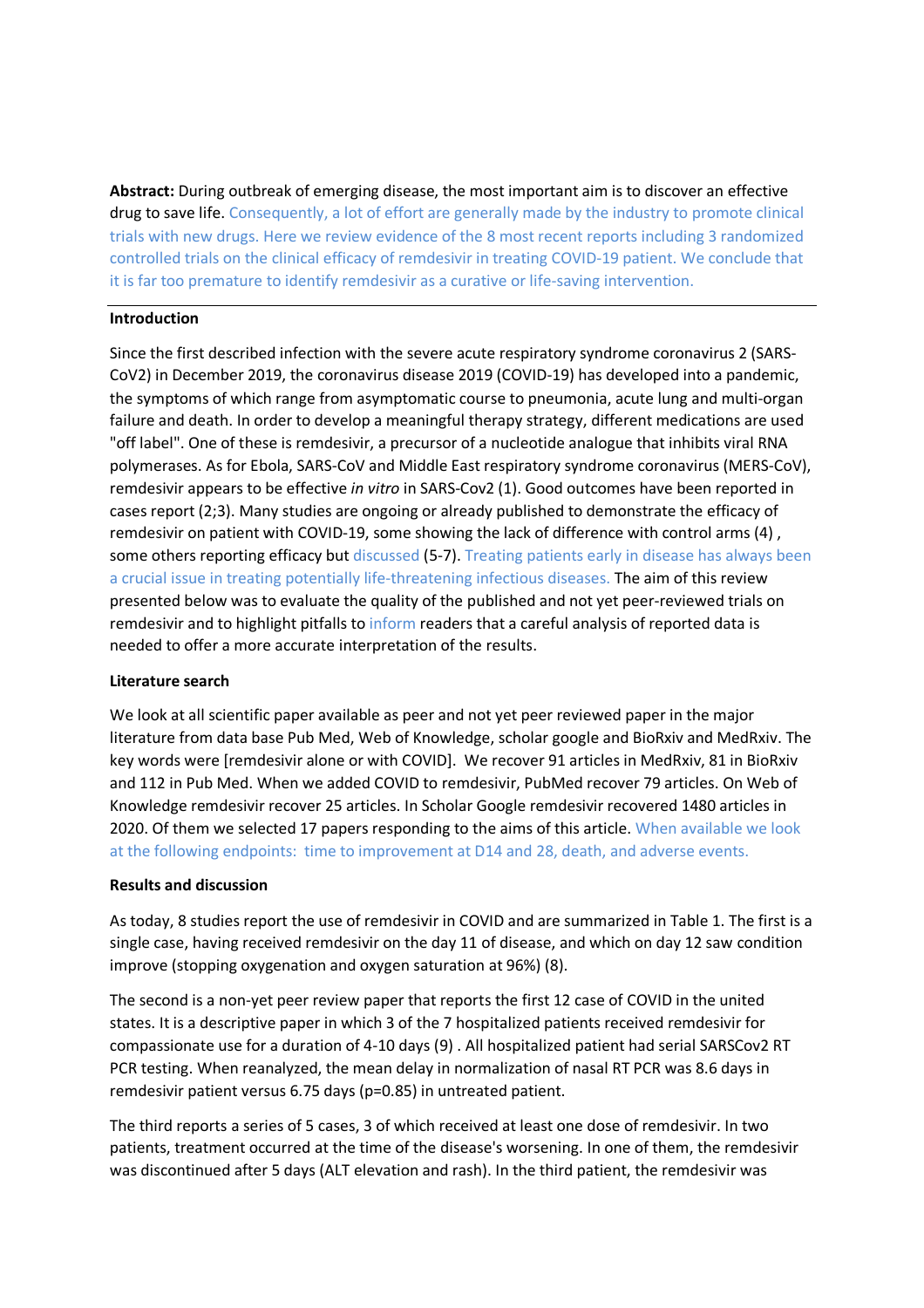**Abstract:** During outbreak of emerging disease, the most important aim is to discover an effective drug to save life. Consequently, a lot of effort are generally made by the industry to promote clinical trials with new drugs. Here we review evidence of the 8 most recent reports including 3 randomized controlled trials on the clinical efficacy of remdesivir in treating COVID-19 patient. We conclude that it is far too premature to identify remdesivir as a curative or life-saving intervention.

---

**Introduction**

Since the first described infection with the severe acute respiratory syndrome coronavirus 2 (SARS-CoV2) in December 2019, the coronavirus disease 2019 (COVID-19) has developed into a pandemic, the symptoms of which range from asymptomatic course to pneumonia, acute lung and multi-organ failure and death. In order to develop a meaningful therapy strategy, different medications are used "off label". One of these is remdesivir, a precursor of a nucleotide analogue that inhibits viral RNA polymerases. As for Ebola, SARS-CoV and Middle East respiratory syndrome coronavirus (MERS-CoV), remdesivir appears to be effective *in vitro* in SARS-Cov2 (1). Good outcomes have been reported in cases report (2;3). Many studies are ongoing or already published to demonstrate the efficacy of remdesivir on patient with COVID-19, some showing the lack of difference with control arms (4) , some others reporting efficacy but discussed (5-7). Treating patients early in disease has always been a crucial issue in treating potentially life-threatening infectious diseases. The aim of this review presented below was to evaluate the quality of the published and not yet peer-reviewed trials on remdesivir and to highlight pitfalls to inform readers that a careful analysis of reported data is needed to offer a more accurate interpretation of the results.

**Literature search**

We look at all scientific paper available as peer and not yet peer reviewed paper in the major literature from data base Pub Med, Web of Knowledge, scholar google and BioRxiv and MedRxiv. The key words were [remdesivir alone or with COVID]. We recover 91 articles in MedRxiv, 81 in BioRxiv and 112 in Pub Med. When we added COVID to remdesivir, PubMed recover 79 articles. On Web of Knowledge remdesivir recover 25 articles. In Scholar Google remdesivir recovered 1480 articles in 2020. Of them we selected 17 papers responding to the aims of this article. When available we look at the following endpoints: time to improvement at D14 and 28, death, and adverse events.

**Results and discussion**

As today, 8 studies report the use of remdesivir in COVID and are summarized in Table 1. The first is a single case, having received remdesivir on the day 11 of disease, and which on day 12 saw condition improve (stopping oxygenation and oxygen saturation at 96%) (8).

The second is a non-yet peer review paper that reports the first 12 case of COVID in the united states. It is a descriptive paper in which 3 of the 7 hospitalized patients received remdesivir for compassionate use for a duration of 4-10 days (9) . All hospitalized patient had serial SARSCov2 RT PCR testing. When reanalyzed, the mean delay in normalization of nasal RT PCR was 8.6 days in remdesivir patient versus 6.75 days ($p=0.85$) in untreated patient.

The third reports a series of 5 cases, 3 of which received at least one dose of remdesivir. In two patients, treatment occurred at the time of the disease's worsening. In one of them, the remdesivir was discontinued after 5 days (ALT elevation and rash). In the third patient, the remdesivir was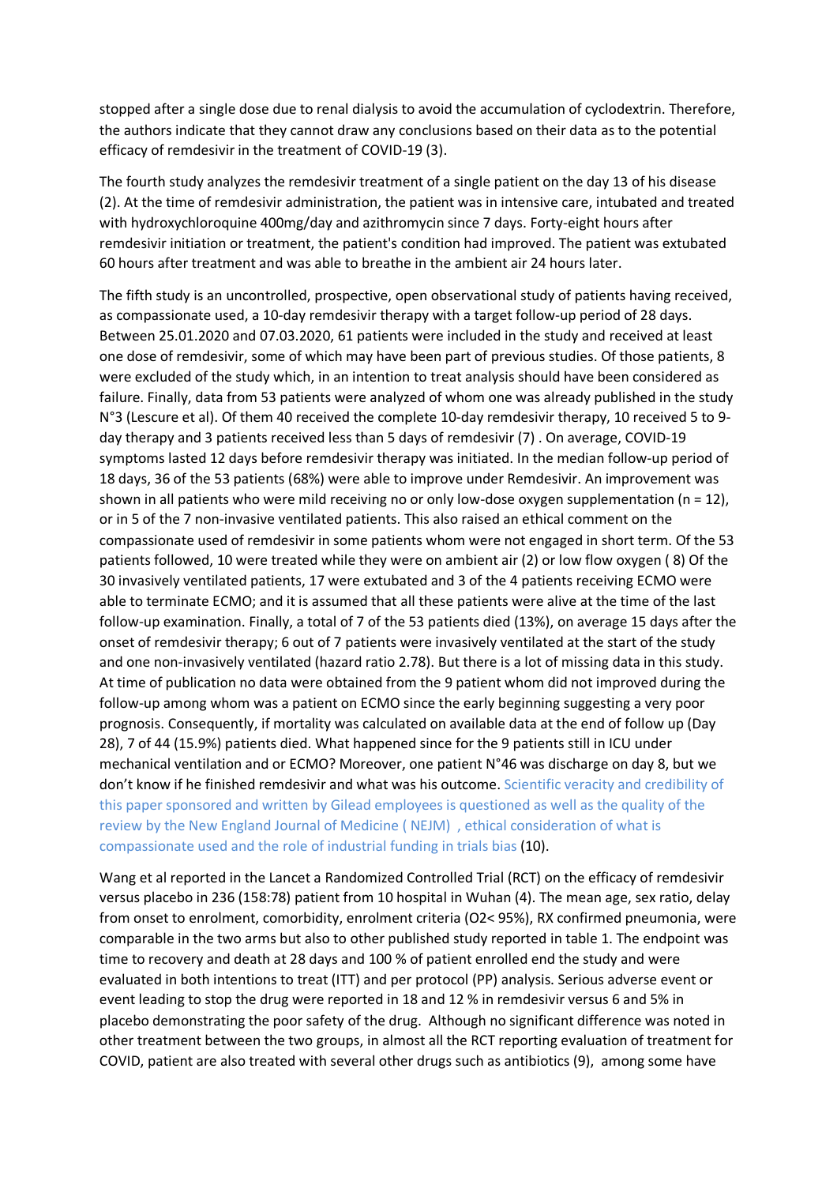stopped after a single dose due to renal dialysis to avoid the accumulation of cyclodextrin. Therefore, the authors indicate that they cannot draw any conclusions based on their data as to the potential efficacy of remdesivir in the treatment of COVID-19 (3).

The fourth study analyzes the remdesivir treatment of a single patient on the day 13 of his disease (2). At the time of remdesivir administration, the patient was in intensive care, intubated and treated with hydroxychloroquine 400mg/day and azithromycin since 7 days. Forty-eight hours after remdesivir initiation or treatment, the patient's condition had improved. The patient was extubated 60 hours after treatment and was able to breathe in the ambient air 24 hours later.

The fifth study is an uncontrolled, prospective, open observational study of patients having received, as compassionate used, a 10-day remdesivir therapy with a target follow-up period of 28 days. Between 25.01.2020 and 07.03.2020, 61 patients were included in the study and received at least one dose of remdesivir, some of which may have been part of previous studies. Of those patients, 8 were excluded of the study which, in an intention to treat analysis should have been considered as failure. Finally, data from 53 patients were analyzed of whom one was already published in the study N°3 (Lescure et al). Of them 40 received the complete 10-day remdesivir therapy, 10 received 5 to 9-day therapy and 3 patients received less than 5 days of remdesivir (7) . On average, COVID-19 symptoms lasted 12 days before remdesivir therapy was initiated. In the median follow-up period of 18 days, 36 of the 53 patients (68%) were able to improve under Remdesivir. An improvement was shown in all patients who were mild receiving no or only low-dose oxygen supplementation (n = 12), or in 5 of the 7 non-invasive ventilated patients. This also raised an ethical comment on the compassionate used of remdesivir in some patients whom were not engaged in short term. Of the 53 patients followed, 10 were treated while they were on ambient air (2) or low flow oxygen ( 8) Of the 30 invasively ventilated patients, 17 were extubated and 3 of the 4 patients receiving ECMO were able to terminate ECMO; and it is assumed that all these patients were alive at the time of the last follow-up examination. Finally, a total of 7 of the 53 patients died (13%), on average 15 days after the onset of remdesivir therapy; 6 out of 7 patients were invasively ventilated at the start of the study and one non-invasively ventilated (hazard ratio 2.78). But there is a lot of missing data in this study. At time of publication no data were obtained from the 9 patient whom did not improved during the follow-up among whom was a patient on ECMO since the early beginning suggesting a very poor prognosis. Consequently, if mortality was calculated on available data at the end of follow up (Day 28), 7 of 44 (15.9%) patients died. What happened since for the 9 patients still in ICU under mechanical ventilation and or ECMO? Moreover, one patient N°46 was discharge on day 8, but we don't know if he finished remdesivir and what was his outcome. Scientific veracity and credibility of this paper sponsored and written by Gilead employees is questioned as well as the quality of the review by the New England Journal of Medicine ( NEJM) , ethical consideration of what is compassionate used and the role of industrial funding in trials bias (10).

Wang et al reported in the Lancet a Randomized Controlled Trial (RCT) on the efficacy of remdesivir versus placebo in 236 (158:78) patient from 10 hospital in Wuhan (4). The mean age, sex ratio, delay from onset to enrolment, comorbidity, enrolment criteria (O2< 95%), RX confirmed pneumonia, were comparable in the two arms but also to other published study reported in table 1. The endpoint was time to recovery and death at 28 days and 100 % of patient enrolled end the study and were evaluated in both intentions to treat (ITT) and per protocol (PP) analysis. Serious adverse event or event leading to stop the drug were reported in 18 and 12 % in remdesivir versus 6 and 5% in placebo demonstrating the poor safety of the drug. Although no significant difference was noted in other treatment between the two groups, in almost all the RCT reporting evaluation of treatment for COVID, patient are also treated with several other drugs such as antibiotics (9), among some have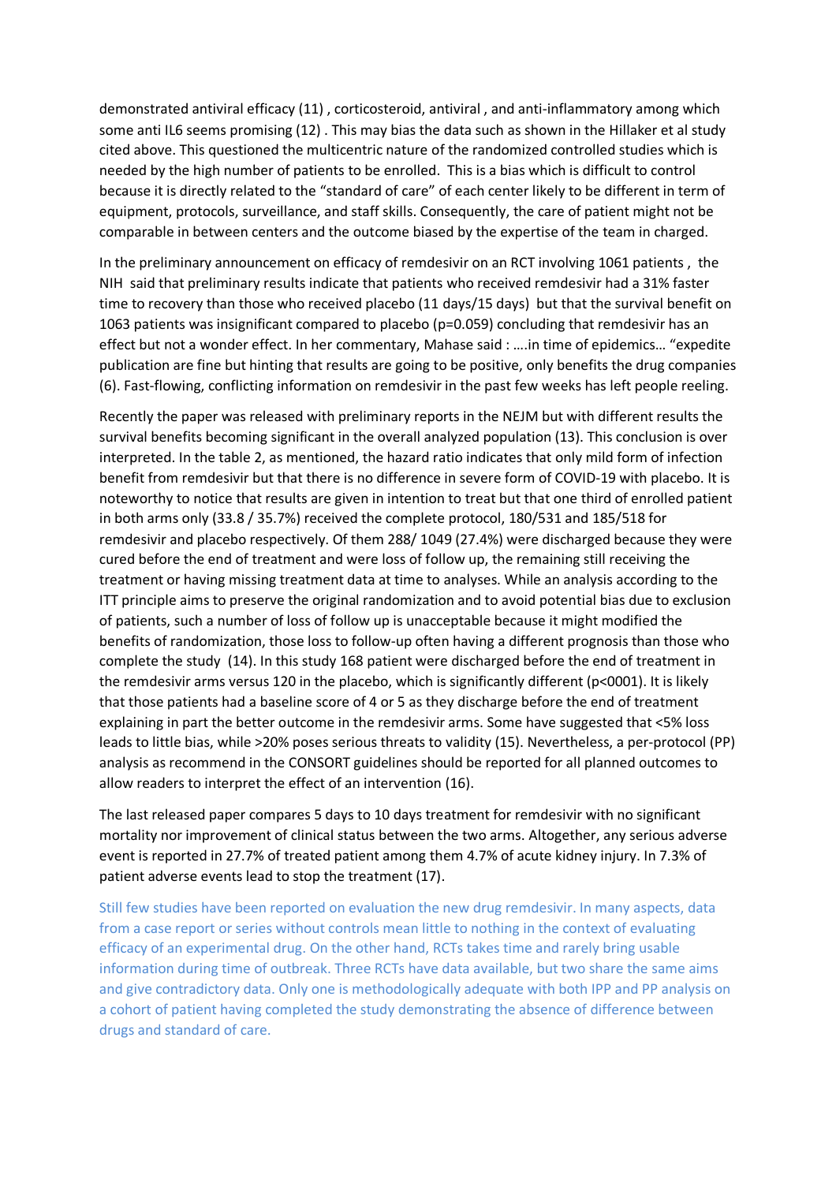demonstrated antiviral efficacy (11) , corticosteroid, antiviral , and anti-inflammatory among which some anti IL6 seems promising (12) . This may bias the data such as shown in the Hillaker et al study cited above. This questioned the multicentric nature of the randomized controlled studies which is needed by the high number of patients to be enrolled.  This is a bias which is difficult to control because it is directly related to the "standard of care" of each center likely to be different in term of equipment, protocols, surveillance, and staff skills. Consequently, the care of patient might not be comparable in between centers and the outcome biased by the expertise of the team in charged.

In the preliminary announcement on efficacy of remdesivir on an RCT involving 1061 patients ,  the NIH  said that preliminary results indicate that patients who received remdesivir had a 31% faster time to recovery than those who received placebo (11 days/15 days)  but that the survival benefit on 1063 patients was insignificant compared to placebo (p=0.059) concluding that remdesivir has an effect but not a wonder effect. In her commentary, Mahase said : ….in time of epidemics… "expedite publication are fine but hinting that results are going to be positive, only benefits the drug companies (6). Fast-flowing, conflicting information on remdesivir in the past few weeks has left people reeling.

Recently the paper was released with preliminary reports in the NEJM but with different results the survival benefits becoming significant in the overall analyzed population (13). This conclusion is over interpreted. In the table 2, as mentioned, the hazard ratio indicates that only mild form of infection benefit from remdesivir but that there is no difference in severe form of COVID-19 with placebo. It is noteworthy to notice that results are given in intention to treat but that one third of enrolled patient in both arms only (33.8 / 35.7%) received the complete protocol, 180/531 and 185/518 for remdesivir and placebo respectively. Of them 288/ 1049 (27.4%) were discharged because they were cured before the end of treatment and were loss of follow up, the remaining still receiving the treatment or having missing treatment data at time to analyses. While an analysis according to the ITT principle aims to preserve the original randomization and to avoid potential bias due to exclusion of patients, such a number of loss of follow up is unacceptable because it might modified the benefits of randomization, those loss to follow-up often having a different prognosis than those who complete the study  (14). In this study 168 patient were discharged before the end of treatment in the remdesivir arms versus 120 in the placebo, which is significantly different (p<0001). It is likely that those patients had a baseline score of 4 or 5 as they discharge before the end of treatment explaining in part the better outcome in the remdesivir arms. Some have suggested that <5% loss leads to little bias, while >20% poses serious threats to validity (15). Nevertheless, a per-protocol (PP) analysis as recommend in the CONSORT guidelines should be reported for all planned outcomes to allow readers to interpret the effect of an intervention (16).

The last released paper compares 5 days to 10 days treatment for remdesivir with no significant mortality nor improvement of clinical status between the two arms. Altogether, any serious adverse event is reported in 27.7% of treated patient among them 4.7% of acute kidney injury. In 7.3% of patient adverse events lead to stop the treatment (17).

Still few studies have been reported on evaluation the new drug remdesivir. In many aspects, data from a case report or series without controls mean little to nothing in the context of evaluating efficacy of an experimental drug. On the other hand, RCTs takes time and rarely bring usable information during time of outbreak. Three RCTs have data available, but two share the same aims and give contradictory data. Only one is methodologically adequate with both IPP and PP analysis on a cohort of patient having completed the study demonstrating the absence of difference between drugs and standard of care.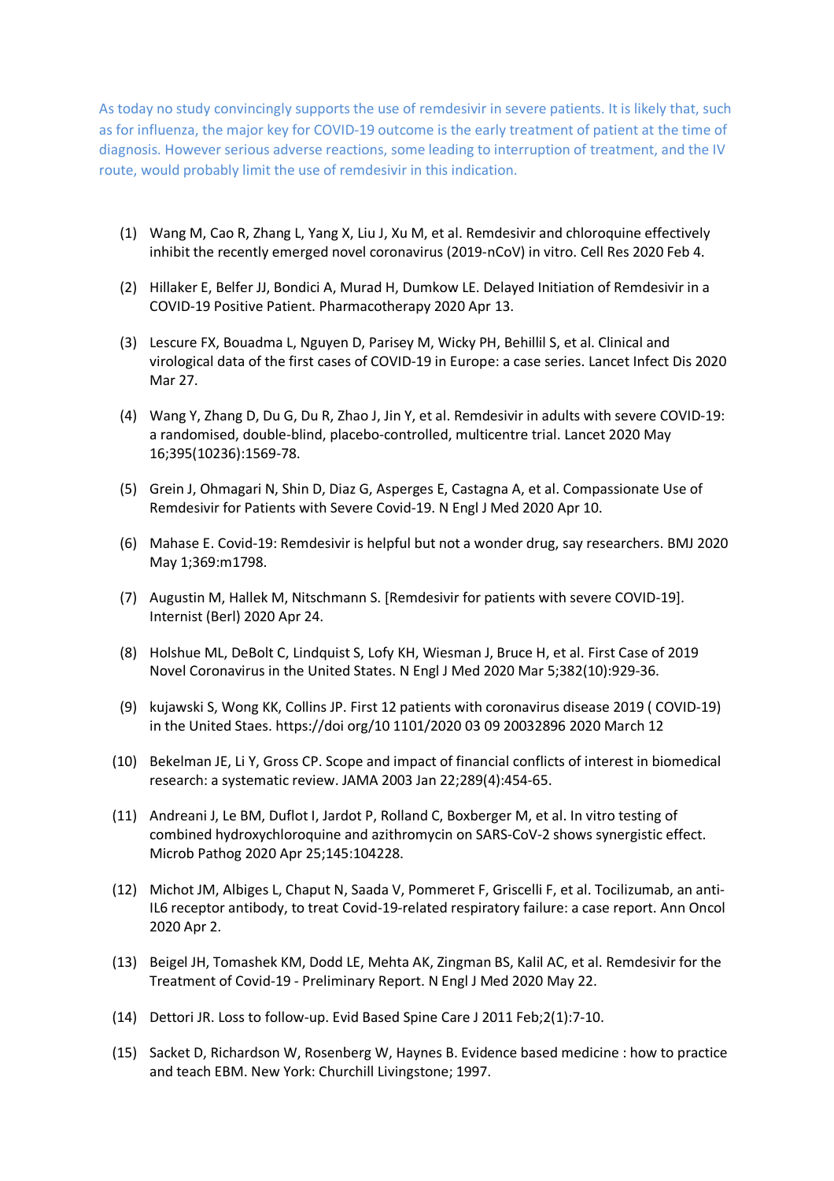As today no study convincingly supports the use of remdesivir in severe patients. It is likely that, such as for influenza, the major key for COVID-19 outcome is the early treatment of patient at the time of diagnosis. However serious adverse reactions, some leading to interruption of treatment, and the IV route, would probably limit the use of remdesivir in this indication.

(1) Wang M, Cao R, Zhang L, Yang X, Liu J, Xu M, et al. Remdesivir and chloroquine effectively inhibit the recently emerged novel coronavirus (2019-nCoV) in vitro. Cell Res 2020 Feb 4.

(2) Hillaker E, Belfer JJ, Bondici A, Murad H, Dumkow LE. Delayed Initiation of Remdesivir in a COVID-19 Positive Patient. Pharmacotherapy 2020 Apr 13.

(3) Lescure FX, Bouadma L, Nguyen D, Parisey M, Wicky PH, Behillil S, et al. Clinical and virological data of the first cases of COVID-19 in Europe: a case series. Lancet Infect Dis 2020 Mar 27.

(4) Wang Y, Zhang D, Du G, Du R, Zhao J, Jin Y, et al. Remdesivir in adults with severe COVID-19: a randomised, double-blind, placebo-controlled, multicentre trial. Lancet 2020 May 16;395(10236):1569-78.

(5) Grein J, Ohmagari N, Shin D, Diaz G, Asperges E, Castagna A, et al. Compassionate Use of Remdesivir for Patients with Severe Covid-19. N Engl J Med 2020 Apr 10.

(6) Mahase E. Covid-19: Remdesivir is helpful but not a wonder drug, say researchers. BMJ 2020 May 1;369:m1798.

(7) Augustin M, Hallek M, Nitschmann S. [Remdesivir for patients with severe COVID-19]. Internist (Berl) 2020 Apr 24.

(8) Holshue ML, DeBolt C, Lindquist S, Lofy KH, Wiesman J, Bruce H, et al. First Case of 2019 Novel Coronavirus in the United States. N Engl J Med 2020 Mar 5;382(10):929-36.

(9) kujawski S, Wong KK, Collins JP. First 12 patients with coronavirus disease 2019 ( COVID-19) in the United Staes. https://doi org/10 1101/2020 03 09 20032896 2020 March 12

(10) Bekelman JE, Li Y, Gross CP. Scope and impact of financial conflicts of interest in biomedical research: a systematic review. JAMA 2003 Jan 22;289(4):454-65.

(11) Andreani J, Le BM, Duflot I, Jardot P, Rolland C, Boxberger M, et al. In vitro testing of combined hydroxychloroquine and azithromycin on SARS-CoV-2 shows synergistic effect. Microb Pathog 2020 Apr 25;145:104228.

(12) Michot JM, Albiges L, Chaput N, Saada V, Pommeret F, Griscelli F, et al. Tocilizumab, an anti-IL6 receptor antibody, to treat Covid-19-related respiratory failure: a case report. Ann Oncol 2020 Apr 2.

(13) Beigel JH, Tomashek KM, Dodd LE, Mehta AK, Zingman BS, Kalil AC, et al. Remdesivir for the Treatment of Covid-19 - Preliminary Report. N Engl J Med 2020 May 22.

(14) Dettori JR. Loss to follow-up. Evid Based Spine Care J 2011 Feb;2(1):7-10.

(15) Sacket D, Richardson W, Rosenberg W, Haynes B. Evidence based medicine : how to practice and teach EBM. New York: Churchill Livingstone; 1997.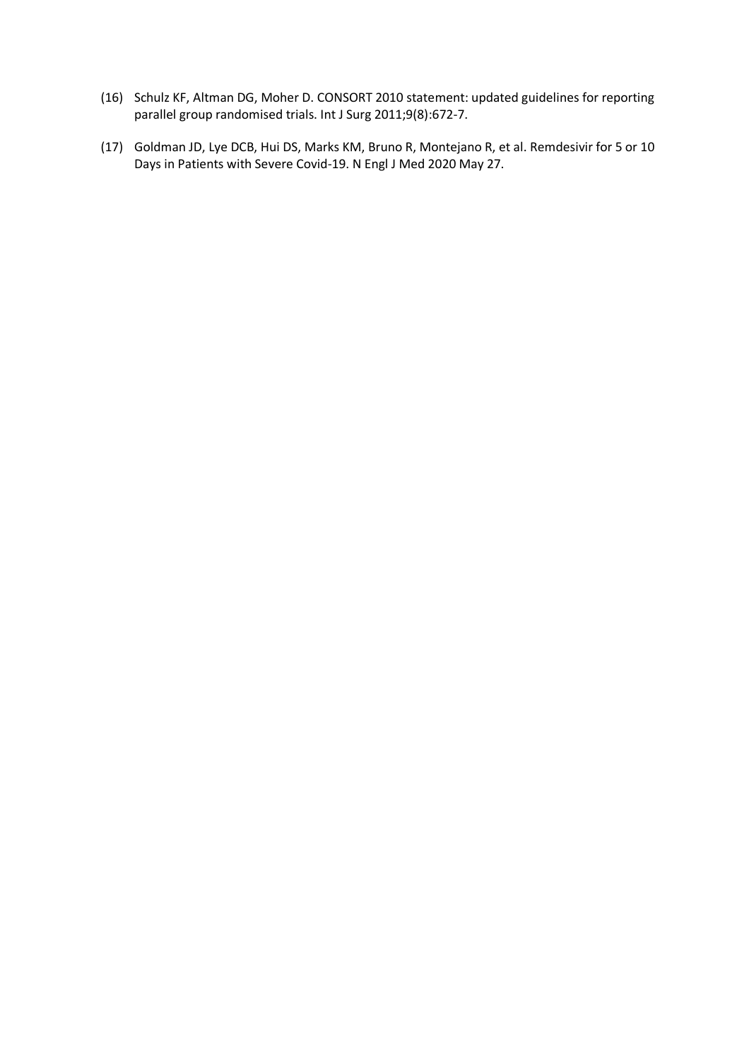(16) Schulz KF, Altman DG, Moher D. CONSORT 2010 statement: updated guidelines for reporting parallel group randomised trials. Int J Surg 2011;9(8):672-7.

(17) Goldman JD, Lye DCB, Hui DS, Marks KM, Bruno R, Montejano R, et al. Remdesivir for 5 or 10 Days in Patients with Severe Covid-19. N Engl J Med 2020 May 27.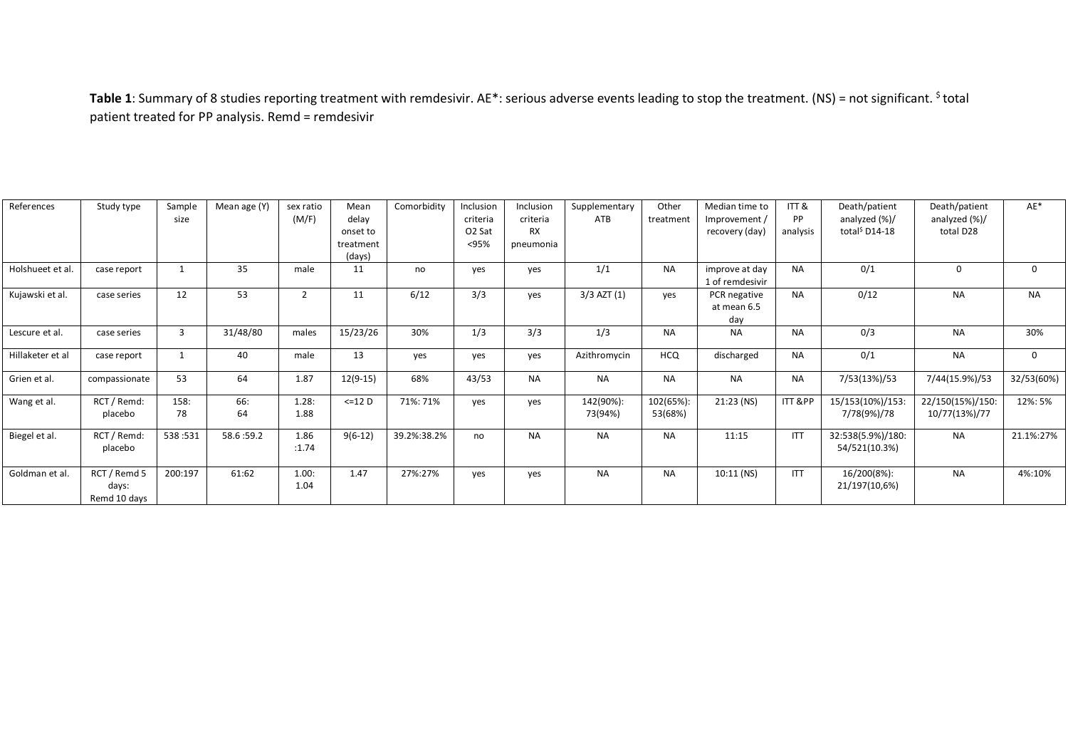**Table 1**: Summary of 8 studies reporting treatment with remdesivir. AE*: serious adverse events leading to stop the treatment. (NS) = not significant. $ total patient treated for PP analysis. Remd = remdesivir

| References | Study type | Sample size | Mean age (Y) | sex ratio (M/F) | Mean delay onset to treatment (days) | Comorbidity | Inclusion criteria O2 Sat <95% | Inclusion criteria RX pneumonia | Supplementary ATB | Other treatment | Median time to Improvement / recovery (day) | ITT & PP analysis | Death/patient analyzed (%)/ total$ D14-18 | Death/patient analyzed (%)/ total D28 | AE* |
|---|---|---|---|---|---|---|---|---|---|---|---|---|---|---|---|
| Holshueet et al. | case report | 1 | 35 | male | 11 | no | yes | yes | 1/1 | NA | improve at day 1 of remdesivir | NA | 0/1 | 0 | 0 |
| Kujawski et al. | case series | 12 | 53 | 2 | 11 | 6/12 | 3/3 | yes | 3/3 AZT (1) | yes | PCR negative at mean 6.5 day | NA | 0/12 | NA | NA |
| Lescure et al. | case series | 3 | 31/48/80 | males | 15/23/26 | 30% | 1/3 | 3/3 | 1/3 | NA | NA | NA | 0/3 | NA | 30% |
| Hillaketer et al | case report | 1 | 40 | male | 13 | yes | yes | yes | Azithromycin | HCQ | discharged | NA | 0/1 | NA | 0 |
| Grien et al. | compassionate | 53 | 64 | 1.87 | 12(9-15) | 68% | 43/53 | NA | NA | NA | NA | NA | 7/53(13%)/53 | 7/44(15.9%)/53 | 32/53(60%) |
| Wang et al. | RCT / Remd: placebo | 158: 78 | 66: 64 | 1.28: 1.88 | <=12 D | 71%: 71% | yes | yes | 142(90%): 73(94%) | 102(65%): 53(68%) | 21:23 (NS) | ITT &PP | 15/153(10%)/153: 7/78(9%)/78 | 22/150(15%)/150: 10/77(13%)/77 | 12%: 5% |
| Biegel et al. | RCT / Remd: placebo | 538 :531 | 58.6 :59.2 | 1.86 :1.74 | 9(6-12) | 39.2%:38.2% | no | NA | NA | NA | 11:15 | ITT | 32:538(5.9%)/180: 54/521(10.3%) | NA | 21.1%:27% |
| Goldman et al. | RCT / Remd 5 days: Remd 10 days | 200:197 | 61:62 | 1.00: 1.04 | 1.47 | 27%:27% | yes | yes | NA | NA | 10:11 (NS) | ITT | 16/200(8%): 21/197(10,6%) | NA | 4%:10% |